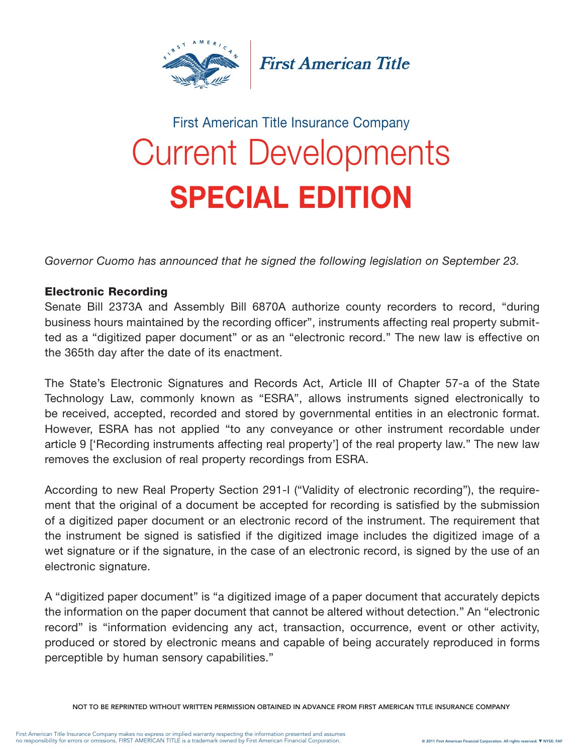First American Title

First American Title Insurance Company

# Current Developments

# SPECIAL EDITION

*Governor Cuomo has announced that he signed the following legislation on September 23.*

**Electronic Recording**

Senate Bill 2373A and Assembly Bill 6870A authorize county recorders to record, "during business hours maintained by the recording officer", instruments affecting real property submitted as a "digitized paper document" or as an "electronic record." The new law is effective on the 365th day after the date of its enactment.

The State's Electronic Signatures and Records Act, Article III of Chapter 57-a of the State Technology Law, commonly known as "ESRA", allows instruments signed electronically to be received, accepted, recorded and stored by governmental entities in an electronic format. However, ESRA has not applied "to any conveyance or other instrument recordable under article 9 ['Recording instruments affecting real property'] of the real property law." The new law removes the exclusion of real property recordings from ESRA.

According to new Real Property Section 291-I ("Validity of electronic recording"), the requirement that the original of a document be accepted for recording is satisfied by the submission of a digitized paper document or an electronic record of the instrument. The requirement that the instrument be signed is satisfied if the digitized image includes the digitized image of a wet signature or if the signature, in the case of an electronic record, is signed by the use of an electronic signature.

A "digitized paper document" is "a digitized image of a paper document that accurately depicts the information on the paper document that cannot be altered without detection." An "electronic record" is "information evidencing any act, transaction, occurrence, event or other activity, produced or stored by electronic means and capable of being accurately reproduced in forms perceptible by human sensory capabilities."

NOT TO BE REPRINTED WITHOUT WRITTEN PERMISSION OBTAINED IN ADVANCE FROM FIRST AMERICAN TITLE INSURANCE COMPANY

First American Title Insurance Company makes no express or implied warranty respecting the information presented and assumes no responsibility for errors or omissions. FIRST AMERICAN TITLE is a trademark owned by First American Financial Corporation.

© 2011 First American Financial Corporation. All rights reserved. ▼ NYSE: FAF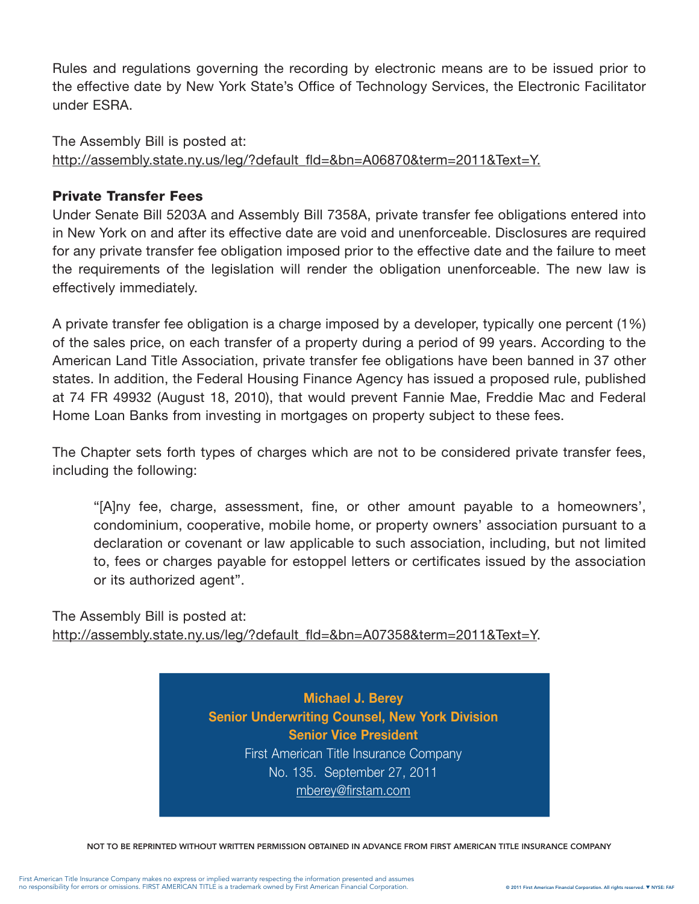Rules and regulations governing the recording by electronic means are to be issued prior to the effective date by New York State's Office of Technology Services, the Electronic Facilitator under ESRA.

The Assembly Bill is posted at:
http://assembly.state.ny.us/leg/?default_fld=&bn=A06870&term=2011&Text=Y.

### Private Transfer Fees

Under Senate Bill 5203A and Assembly Bill 7358A, private transfer fee obligations entered into in New York on and after its effective date are void and unenforceable. Disclosures are required for any private transfer fee obligation imposed prior to the effective date and the failure to meet the requirements of the legislation will render the obligation unenforceable. The new law is effectively immediately.

A private transfer fee obligation is a charge imposed by a developer, typically one percent (1%) of the sales price, on each transfer of a property during a period of 99 years. According to the American Land Title Association, private transfer fee obligations have been banned in 37 other states. In addition, the Federal Housing Finance Agency has issued a proposed rule, published at 74 FR 49932 (August 18, 2010), that would prevent Fannie Mae, Freddie Mac and Federal Home Loan Banks from investing in mortgages on property subject to these fees.

The Chapter sets forth types of charges which are not to be considered private transfer fees, including the following:

> "[A]ny fee, charge, assessment, fine, or other amount payable to a homeowners', condominium, cooperative, mobile home, or property owners' association pursuant to a declaration or covenant or law applicable to such association, including, but not limited to, fees or charges payable for estoppel letters or certificates issued by the association or its authorized agent".

The Assembly Bill is posted at:
http://assembly.state.ny.us/leg/?default_fld=&bn=A07358&term=2011&Text=Y.

**Michael J. Berey**
**Senior Underwriting Counsel, New York Division**
**Senior Vice President**
First American Title Insurance Company
No. 135. September 27, 2011
mberey@firstam.com

NOT TO BE REPRINTED WITHOUT WRITTEN PERMISSION OBTAINED IN ADVANCE FROM FIRST AMERICAN TITLE INSURANCE COMPANY

First American Title Insurance Company makes no express or implied warranty respecting the information presented and assumes no responsibility for errors or omissions. FIRST AMERICAN TITLE is a trademark owned by First American Financial Corporation.

© 2011 First American Financial Corporation. All rights reserved. ▼ NYSE: FAF